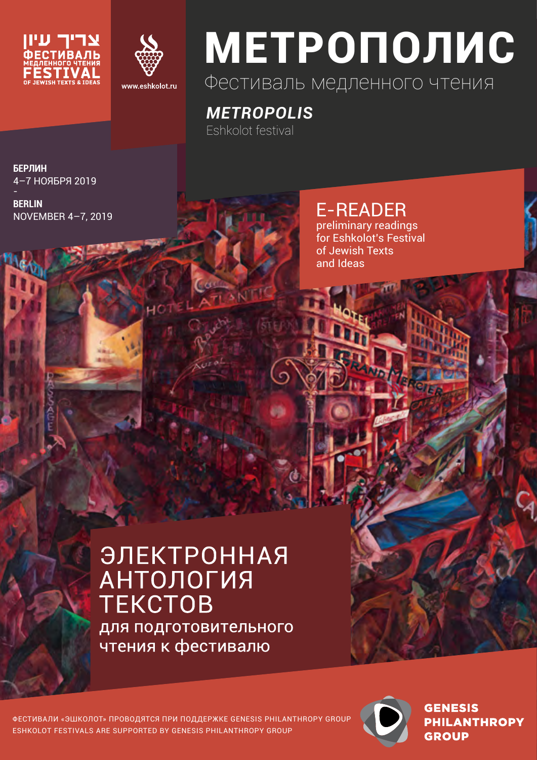צריך עיון

ФЕСТИВАЛЬ МЕДЛЕННОГО ЧТЕНИЯ

FESTIVAL OF JEWISH TEXTS & IDEAS

www.eshkolot.ru

# МЕТРОПОЛИС

Фестиваль медленного чтения

## *METROPOLIS*

Eshkolot festival

**БЕРЛИН**
4–7 НОЯБРЯ 2019

-

**BERLIN**
NOVEMBER 4–7, 2019

## E-READER

preliminary readings for Eshkolot's Festival of Jewish Texts and Ideas

## ЭЛЕКТРОННАЯ АНТОЛОГИЯ ТЕКСТОВ

для подготовительного чтения к фестивалю

ФЕСТИВАЛИ «ЭШКОЛОТ» ПРОВОДЯТСЯ ПРИ ПОДДЕРЖКЕ GENESIS PHILANTHROPY GROUP
ESHKOLOT FESTIVALS ARE SUPPORTED BY GENESIS PHILANTHROPY GROUP

GENESIS PHILANTHROPY GROUP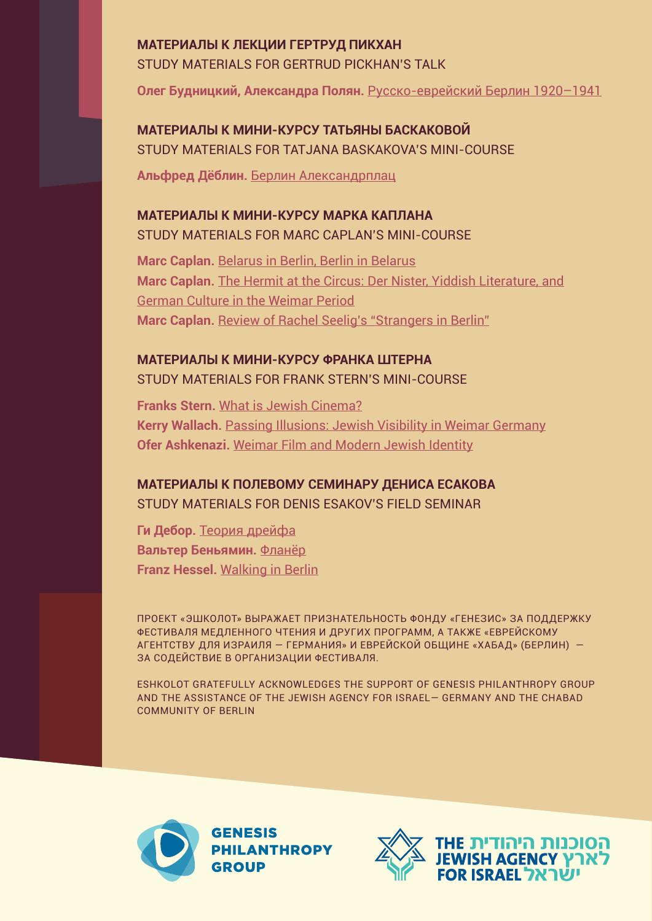## МАТЕРИАЛЫ К ЛЕКЦИИ ГЕРТРУД ПИКХАН
STUDY MATERIALS FOR GERTRUD PICKHAN'S TALK

**Олег Будницкий, Александра Полян.** Русско-еврейский Берлин 1920–1941

## МАТЕРИАЛЫ К МИНИ-КУРСУ ТАТЬЯНЫ БАСКАКОВОЙ
STUDY MATERIALS FOR TATJANA BASKAKOVA'S MINI-COURSE

**Альфред Дёблин.** Берлин Александрплац

## МАТЕРИАЛЫ К МИНИ-КУРСУ МАРКА КАПЛАНА
STUDY MATERIALS FOR MARC CAPLAN'S MINI-COURSE

**Marc Caplan.** Belarus in Berlin, Berlin in Belarus
**Marc Caplan.** The Hermit at the Circus: Der Nister, Yiddish Literature, and German Culture in the Weimar Period
**Marc Caplan.** Review of Rachel Seelig's "Strangers in Berlin"

## МАТЕРИАЛЫ К МИНИ-КУРСУ ФРАНКА ШТЕРНА
STUDY MATERIALS FOR FRANK STERN'S MINI-COURSE

**Franks Stern.** What is Jewish Cinema?
**Kerry Wallach.** Passing Illusions: Jewish Visibility in Weimar Germany
**Ofer Ashkenazi.** Weimar Film and Modern Jewish Identity

## МАТЕРИАЛЫ К ПОЛЕВОМУ СЕМИНАРУ ДЕНИСА ЕСАКОВА
STUDY MATERIALS FOR DENIS ESAKOV'S FIELD SEMINAR

**Ги Дебор.** Теория дрейфа
**Вальтер Беньямин.** Фланёр
**Franz Hessel.** Walking in Berlin

ПРОЕКТ «ЭШКОЛОТ» ВЫРАЖАЕТ ПРИЗНАТЕЛЬНОСТЬ ФОНДУ «ГЕНЕЗИС» ЗА ПОДДЕРЖКУ ФЕСТИВАЛЯ МЕДЛЕННОГО ЧТЕНИЯ И ДРУГИХ ПРОГРАММ, А ТАКЖЕ «ЕВРЕЙСКОМУ АГЕНТСТВУ ДЛЯ ИЗРАИЛЯ — ГЕРМАНИЯ» И ЕВРЕЙСКОЙ ОБЩИНЕ «ХАБАД» (БЕРЛИН) — ЗА СОДЕЙСТВИЕ В ОРГАНИЗАЦИИ ФЕСТИВАЛЯ.

ESHKOLOT GRATEFULLY ACKNOWLEDGES THE SUPPORT OF GENESIS PHILANTHROPY GROUP AND THE ASSISTANCE OF THE JEWISH AGENCY FOR ISRAEL— GERMANY AND THE CHABAD COMMUNITY OF BERLIN

GENESIS PHILANTHROPY GROUP

THE JEWISH AGENCY FOR ISRAEL הסוכנות היהודית לארץ ישראל